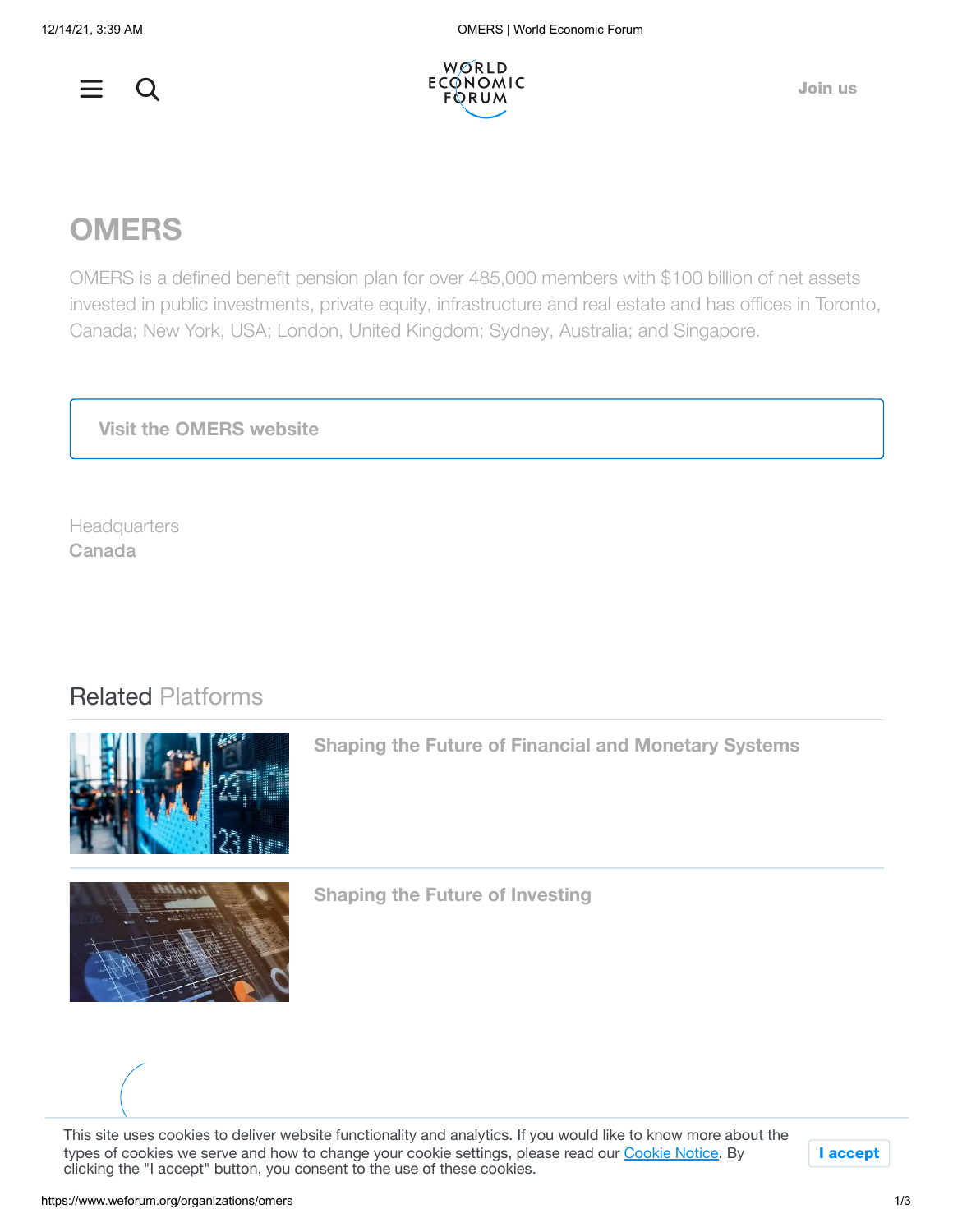# OMERS

OMERS is a defined benefit pension plan for over 485,000 members with $100 billion of net assets invested in public investments, private equity, infrastructure and real estate and has offices in Toronto, Canada; New York, USA; London, United Kingdom; Sydney, Australia; and Singapore.

**Visit the OMERS website**

Headquarters
**Canada**

## Related Platforms

**Shaping the Future of Financial and Monetary Systems**

**Shaping the Future of Investing**

This site uses cookies to deliver website functionality and analytics. If you would like to know more about the types of cookies we serve and how to change your cookie settings, please read our Cookie Notice. By clicking the "I accept" button, you consent to the use of these cookies.

**I accept**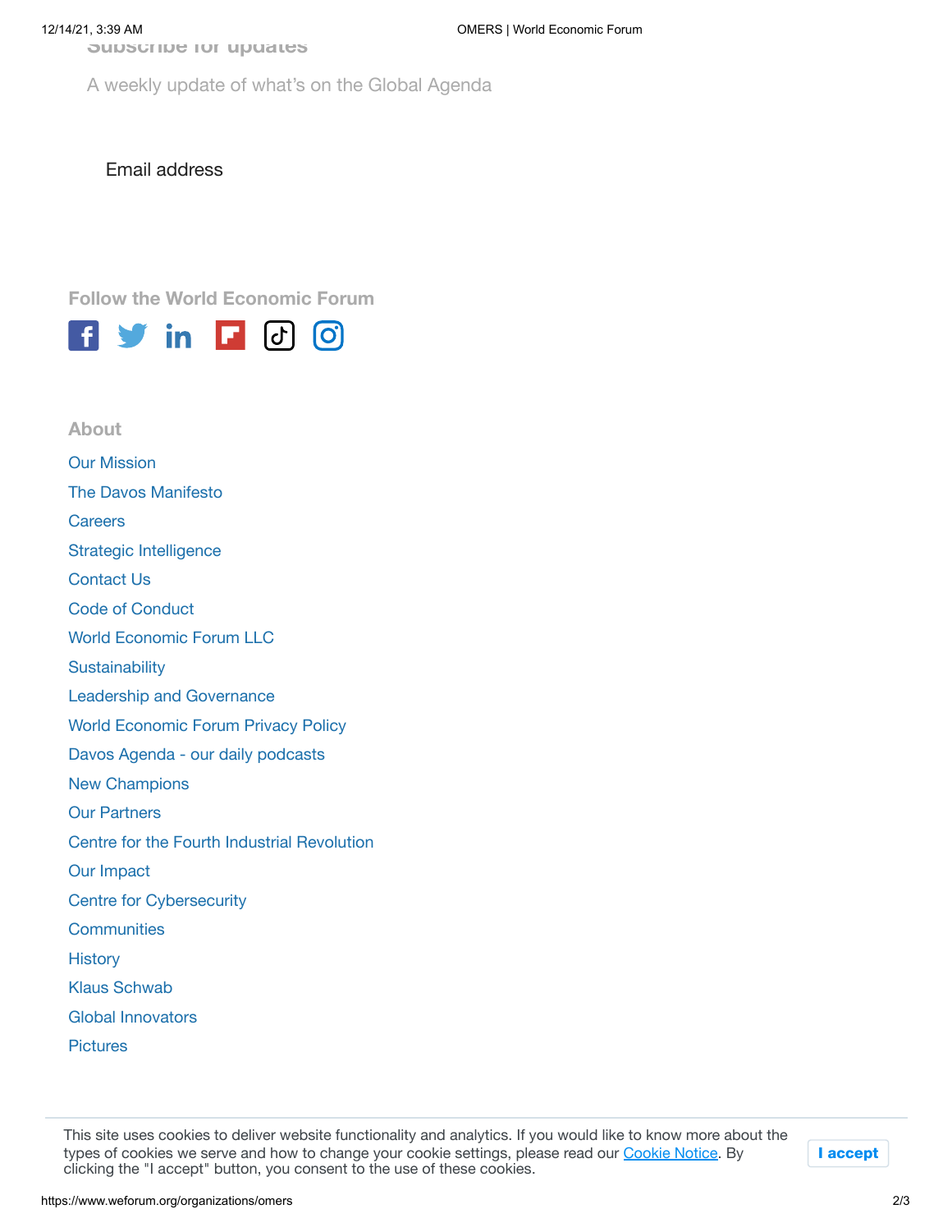## Subscribe for updates

A weekly update of what's on the Global Agenda

Email address

### Follow the World Economic Forum

### About

- Our Mission
- The Davos Manifesto
- Careers
- Strategic Intelligence
- Contact Us
- Code of Conduct
- World Economic Forum LLC
- Sustainability
- Leadership and Governance
- World Economic Forum Privacy Policy
- Davos Agenda - our daily podcasts
- New Champions
- Our Partners
- Centre for the Fourth Industrial Revolution
- Our Impact
- Centre for Cybersecurity
- Communities
- History
- Klaus Schwab
- Global Innovators
- Pictures

This site uses cookies to deliver website functionality and analytics. If you would like to know more about the types of cookies we serve and how to change your cookie settings, please read our Cookie Notice. By clicking the "I accept" button, you consent to the use of these cookies.

**I accept**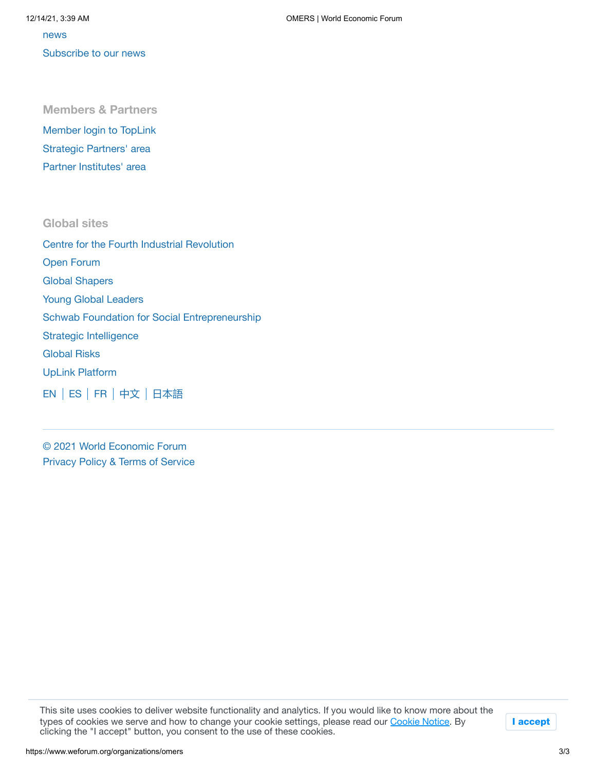news

Subscribe to our news

## Members & Partners

Member login to TopLink

Strategic Partners' area

Partner Institutes' area

## Global sites

Centre for the Fourth Industrial Revolution

Open Forum

Global Shapers

Young Global Leaders

Schwab Foundation for Social Entrepreneurship

Strategic Intelligence

Global Risks

UpLink Platform

EN | ES | FR | 中文 | 日本語

---

© 2021 World Economic Forum
Privacy Policy & Terms of Service

This site uses cookies to deliver website functionality and analytics. If you would like to know more about the types of cookies we serve and how to change your cookie settings, please read our Cookie Notice. By clicking the "I accept" button, you consent to the use of these cookies.

**I accept**